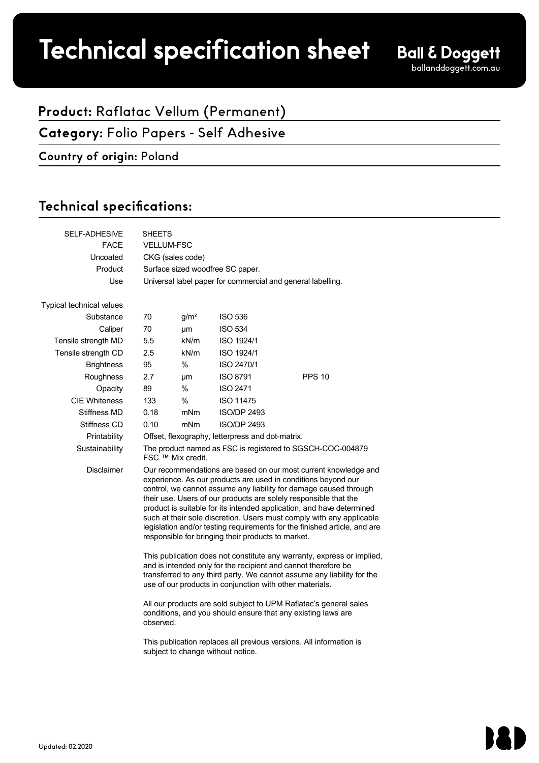# Technical specification sheet

**Ball & Doggett**
balIanddoggett.com.au

## **Product:** Raflatac Vellum (Permanent)

## **Category:** Folio Papers - Self Adhesive

**Country of origin:** Poland

## Technical specifications:

| | | | | |
|---|---|---|---|---|
| SELF-ADHESIVE | SHEETS | | | |
| FACE | VELLUM-FSC | | | |
| Uncoated | CKG (sales code) | | | |
| Product | Surface sized woodfree SC paper. | | | |
| Use | Universal label paper for commercial and general labelling. | | | |
| Typical technical values | | | | |
| Substance | 70 | g/m² | ISO 536 | |
| Caliper | 70 | µm | ISO 534 | |
| Tensile strength MD | 5.5 | kN/m | ISO 1924/1 | |
| Tensile strength CD | 2.5 | kN/m | ISO 1924/1 | |
| Brightness | 95 | % | ISO 2470/1 | |
| Roughness | 2.7 | µm | ISO 8791 | PPS 10 |
| Opacity | 89 | % | ISO 2471 | |
| CIE Whiteness | 133 | % | ISO 11475 | |
| Stiffness MD | 0.18 | mNm | ISO/DP 2493 | |
| Stiffness CD | 0.10 | mNm | ISO/DP 2493 | |
| Printability | Offset, flexography, letterpress and dot-matrix. | | | |
| Sustainability | The product named as FSC is registered to SGSCH-COC-004879 FSC ™ Mix credit. | | | |

**Disclaimer**

Our recommendations are based on our most current knowledge and experience. As our products are used in conditions beyond our control, we cannot assume any liability for damage caused through their use. Users of our products are solely responsible that the product is suitable for its intended application, and have determined such at their sole discretion. Users must comply with any applicable legislation and/or testing requirements for the finished article, and are responsible for bringing their products to market.

This publication does not constitute any warranty, express or implied, and is intended only for the recipient and cannot therefore be transferred to any third party. We cannot assume any liability for the use of our products in conjunction with other materials.

All our products are sold subject to UPM Raflatac's general sales conditions, and you should ensure that any existing laws are observed.

This publication replaces all previous versions. All information is subject to change without notice.

Updated: 02.2020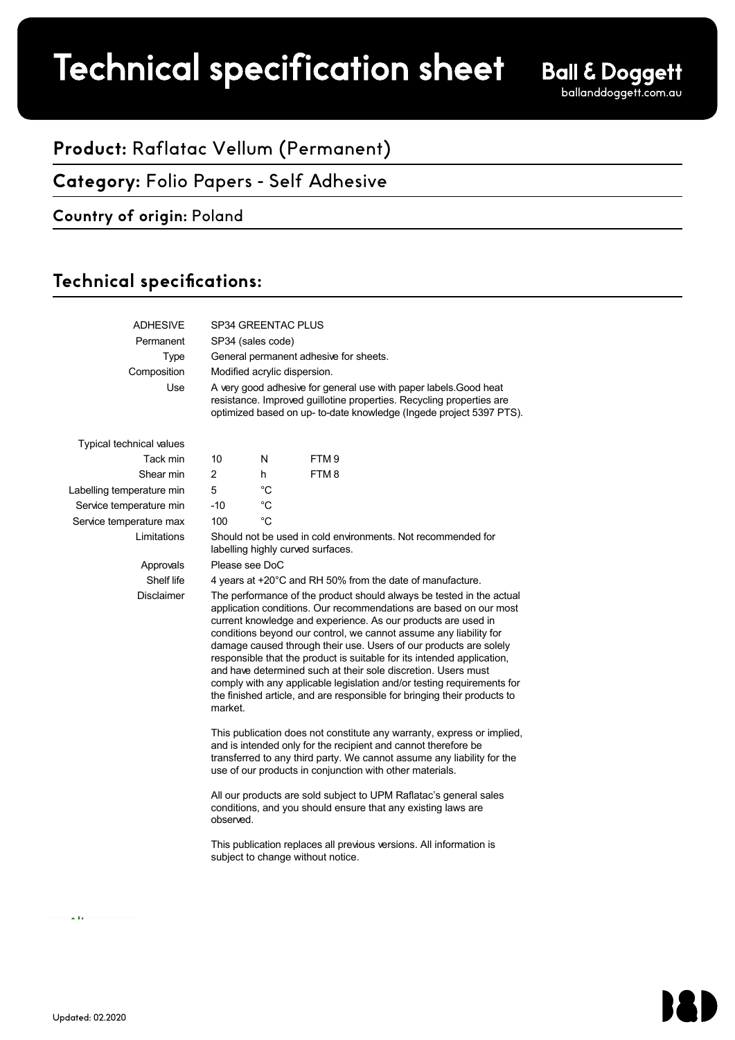# Technical specification sheet

Ball & Doggett
balland­doggett.com.au

## Product: Raflatac Vellum (Permanent)

## Category: Folio Papers - Self Adhesive

### Country of origin: Poland

## Technical specifications:

| | | | |
|---|---|---|---|
| ADHESIVE | SP34 GREENTAC PLUS | | |
| Permanent | SP34 (sales code) | | |
| Type | General permanent adhesive for sheets. | | |
| Composition | Modified acrylic dispersion. | | |
| Use | A very good adhesive for general use with paper labels.Good heat resistance. Improved guillotine properties. Recycling properties are optimized based on up- to-date knowledge (Ingede project 5397 PTS). | | |
| Typical technical values | | | |
| Tack min | 10 | N | FTM 9 |
| Shear min | 2 | h | FTM 8 |
| Labelling temperature min | 5 | °C | |
| Service temperature min | -10 | °C | |
| Service temperature max | 100 | °C | |
| Limitations | Should not be used in cold environments. Not recommended for labelling highly curved surfaces. | | |
| Approvals | Please see DoC | | |
| Shelf life | 4 years at +20°C and RH 50% from the date of manufacture. | | |

**Disclaimer**

The performance of the product should always be tested in the actual application conditions. Our recommendations are based on our most current knowledge and experience. As our products are used in conditions beyond our control, we cannot assume any liability for damage caused through their use. Users of our products are solely responsible that the product is suitable for its intended application, and have determined such at their sole discretion. Users must comply with any applicable legislation and/or testing requirements for the finished article, and are responsible for bringing their products to market.

This publication does not constitute any warranty, express or implied, and is intended only for the recipient and cannot therefore be transferred to any third party. We cannot assume any liability for the use of our products in conjunction with other materials.

All our products are sold subject to UPM Raflatac's general sales conditions, and you should ensure that any existing laws are observed.

This publication replaces all previous versions. All information is subject to change without notice.

Updated: 02.2020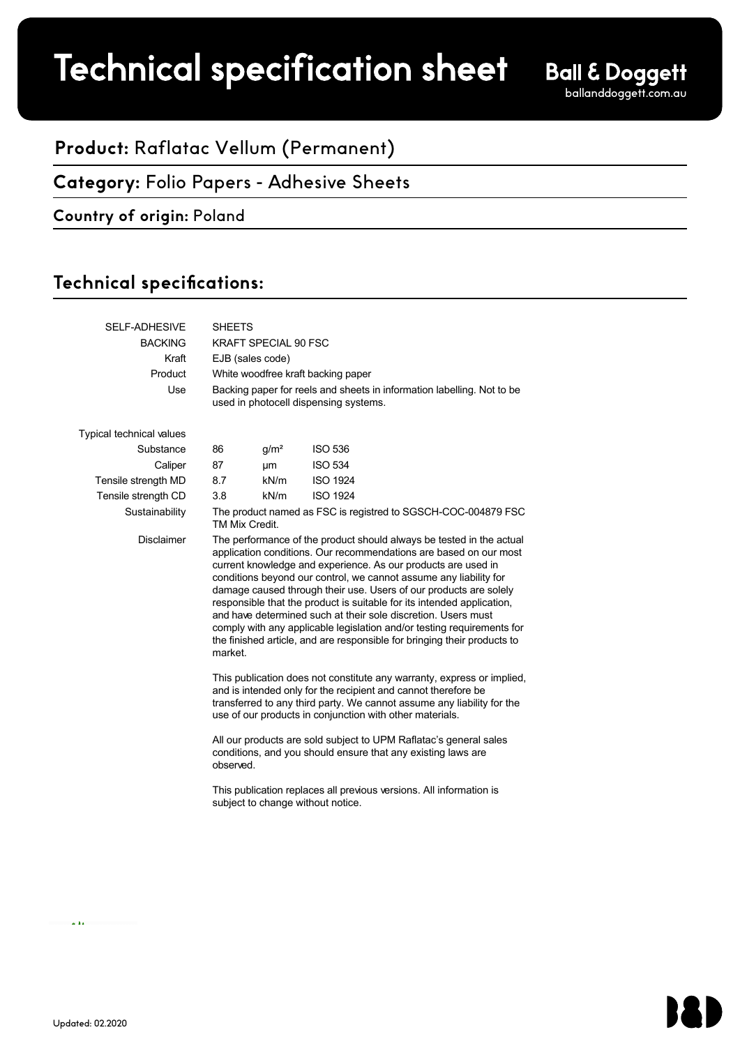# Technical specification sheet

**Ball & Doggett**
ballanddoggett.com.au

## **Product:** Raflatac Vellum (Permanent)

## **Category:** Folio Papers - Adhesive Sheets

### **Country of origin:** Poland

## Technical specifications:

| | | | |
|---|---|---|---|
| SELF-ADHESIVE | SHEETS | | |
| BACKING | KRAFT SPECIAL 90 FSC | | |
| Kraft | EJB (sales code) | | |
| Product | White woodfree kraft backing paper | | |
| Use | Backing paper for reels and sheets in information labelling. Not to be used in photocell dispensing systems. | | |
| Typical technical values | | | |
| Substance | 86 | g/m² | ISO 536 |
| Caliper | 87 | µm | ISO 534 |
| Tensile strength MD | 8.7 | kN/m | ISO 1924 |
| Tensile strength CD | 3.8 | kN/m | ISO 1924 |
| Sustainability | The product named as FSC is registred to SGSCH-COC-004879 FSC TM Mix Credit. | | |

Disclaimer

The performance of the product should always be tested in the actual application conditions. Our recommendations are based on our most current knowledge and experience. As our products are used in conditions beyond our control, we cannot assume any liability for damage caused through their use. Users of our products are solely responsible that the product is suitable for its intended application, and have determined such at their sole discretion. Users must comply with any applicable legislation and/or testing requirements for the finished article, and are responsible for bringing their products to market.

This publication does not constitute any warranty, express or implied, and is intended only for the recipient and cannot therefore be transferred to any third party. We cannot assume any liability for the use of our products in conjunction with other materials.

All our products are sold subject to UPM Raflatac's general sales conditions, and you should ensure that any existing laws are observed.

This publication replaces all previous versions. All information is subject to change without notice.

Updated: 02.2020